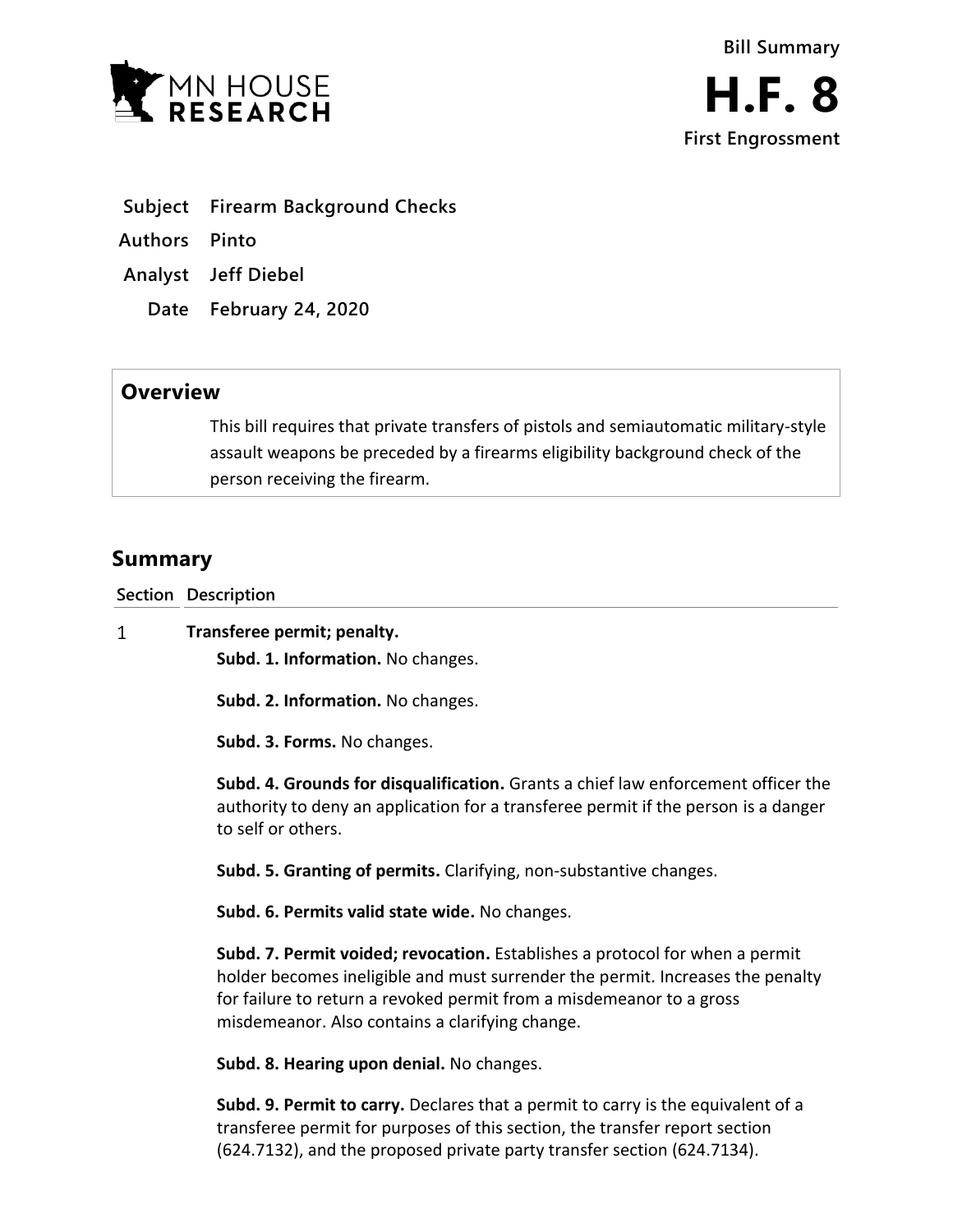**MN HOUSE RESEARCH**

**Bill Summary**

# H.F. 8

**First Engrossment**

| | |
|---|---|
| **Subject** | **Firearm Background Checks** |
| **Authors** | **Pinto** |
| **Analyst** | **Jeff Diebel** |
| **Date** | **February 24, 2020** |

## Overview

This bill requires that private transfers of pistols and semiautomatic military-style assault weapons be preceded by a firearms eligibility background check of the person receiving the firearm.

## Summary

**Section Description**

1 **Transferee permit; penalty.**

**Subd. 1. Information.** No changes.

**Subd. 2. Information.** No changes.

**Subd. 3. Forms.** No changes.

**Subd. 4. Grounds for disqualification.** Grants a chief law enforcement officer the authority to deny an application for a transferee permit if the person is a danger to self or others.

**Subd. 5. Granting of permits.** Clarifying, non-substantive changes.

**Subd. 6. Permits valid state wide.** No changes.

**Subd. 7. Permit voided; revocation.** Establishes a protocol for when a permit holder becomes ineligible and must surrender the permit. Increases the penalty for failure to return a revoked permit from a misdemeanor to a gross misdemeanor. Also contains a clarifying change.

**Subd. 8. Hearing upon denial.** No changes.

**Subd. 9. Permit to carry.** Declares that a permit to carry is the equivalent of a transferee permit for purposes of this section, the transfer report section (624.7132), and the proposed private party transfer section (624.7134).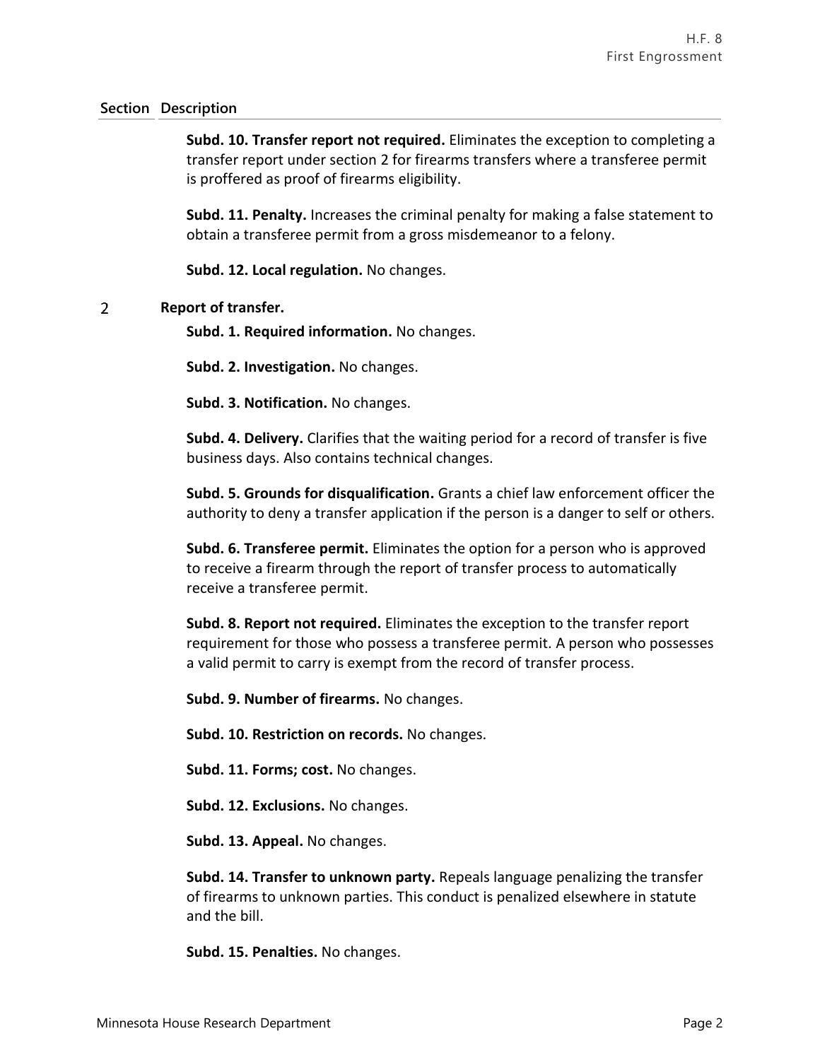| Section | Description |
|---|---|
| | **Subd. 10. Transfer report not required.** Eliminates the exception to completing a transfer report under section 2 for firearms transfers where a transferee permit is proffered as proof of firearms eligibility. |
| | **Subd. 11. Penalty.** Increases the criminal penalty for making a false statement to obtain a transferee permit from a gross misdemeanor to a felony. |
| | **Subd. 12. Local regulation.** No changes. |
| 2 | **Report of transfer.** |
| | **Subd. 1. Required information.** No changes. |
| | **Subd. 2. Investigation.** No changes. |
| | **Subd. 3. Notification.** No changes. |
| | **Subd. 4. Delivery.** Clarifies that the waiting period for a record of transfer is five business days. Also contains technical changes. |
| | **Subd. 5. Grounds for disqualification.** Grants a chief law enforcement officer the authority to deny a transfer application if the person is a danger to self or others. |
| | **Subd. 6. Transferee permit.** Eliminates the option for a person who is approved to receive a firearm through the report of transfer process to automatically receive a transferee permit. |
| | **Subd. 8. Report not required.** Eliminates the exception to the transfer report requirement for those who possess a transferee permit. A person who possesses a valid permit to carry is exempt from the record of transfer process. |
| | **Subd. 9. Number of firearms.** No changes. |
| | **Subd. 10. Restriction on records.** No changes. |
| | **Subd. 11. Forms; cost.** No changes. |
| | **Subd. 12. Exclusions.** No changes. |
| | **Subd. 13. Appeal.** No changes. |
| | **Subd. 14. Transfer to unknown party.** Repeals language penalizing the transfer of firearms to unknown parties. This conduct is penalized elsewhere in statute and the bill. |
| | **Subd. 15. Penalties.** No changes. |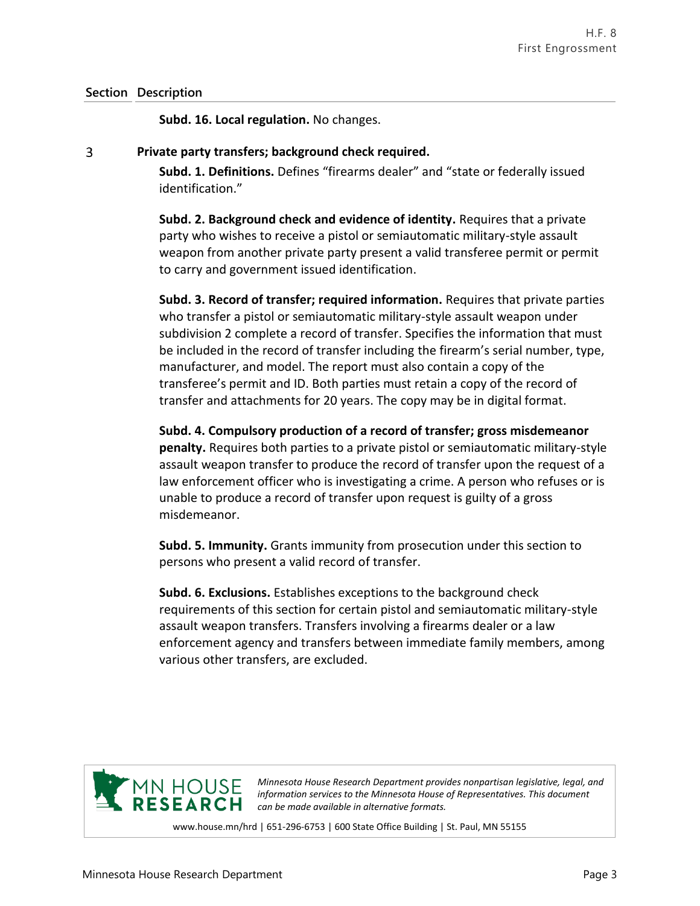| Section | Description |
|---|---|
| | **Subd. 16. Local regulation.** No changes. |
| 3 | **Private party transfers; background check required.** |
| | **Subd. 1. Definitions.** Defines "firearms dealer" and "state or federally issued identification." |
| | **Subd. 2. Background check and evidence of identity.** Requires that a private party who wishes to receive a pistol or semiautomatic military-style assault weapon from another private party present a valid transferee permit or permit to carry and government issued identification. |
| | **Subd. 3. Record of transfer; required information.** Requires that private parties who transfer a pistol or semiautomatic military-style assault weapon under subdivision 2 complete a record of transfer. Specifies the information that must be included in the record of transfer including the firearm's serial number, type, manufacturer, and model. The report must also contain a copy of the transferee's permit and ID. Both parties must retain a copy of the record of transfer and attachments for 20 years. The copy may be in digital format. |
| | **Subd. 4. Compulsory production of a record of transfer; gross misdemeanor penalty.** Requires both parties to a private pistol or semiautomatic military-style assault weapon transfer to produce the record of transfer upon the request of a law enforcement officer who is investigating a crime. A person who refuses or is unable to produce a record of transfer upon request is guilty of a gross misdemeanor. |
| | **Subd. 5. Immunity.** Grants immunity from prosecution under this section to persons who present a valid record of transfer. |
| | **Subd. 6. Exclusions.** Establishes exceptions to the background check requirements of this section for certain pistol and semiautomatic military-style assault weapon transfers. Transfers involving a firearms dealer or a law enforcement agency and transfers between immediate family members, among various other transfers, are excluded. |

*Minnesota House Research Department provides nonpartisan legislative, legal, and information services to the Minnesota House of Representatives. This document can be made available in alternative formats.*

www.house.mn/hrd | 651-296-6753 | 600 State Office Building | St. Paul, MN 55155